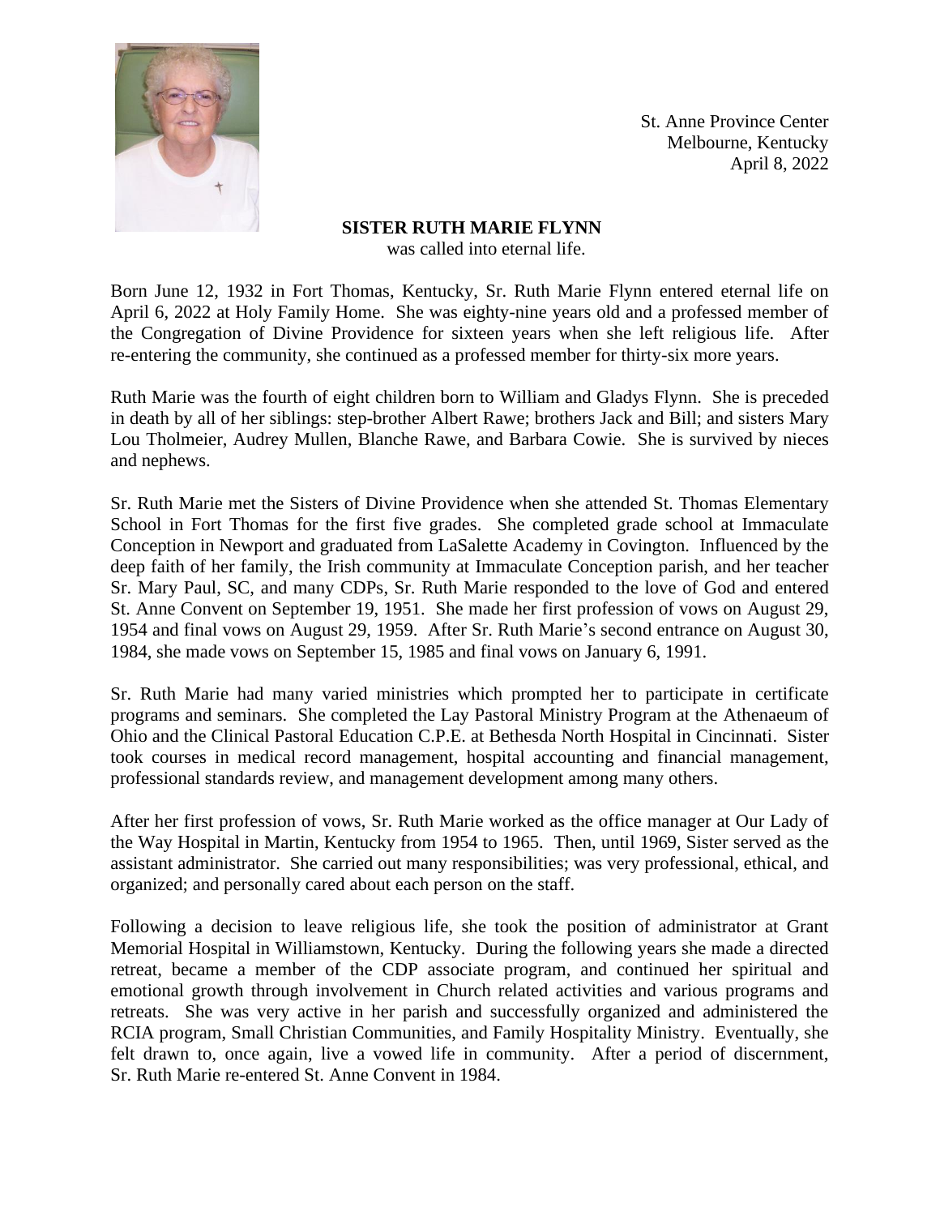St. Anne Province Center
Melbourne, Kentucky
April 8, 2022

**SISTER RUTH MARIE FLYNN**

was called into eternal life.

Born June 12, 1932 in Fort Thomas, Kentucky, Sr. Ruth Marie Flynn entered eternal life on April 6, 2022 at Holy Family Home. She was eighty-nine years old and a professed member of the Congregation of Divine Providence for sixteen years when she left religious life. After re-entering the community, she continued as a professed member for thirty-six more years.

Ruth Marie was the fourth of eight children born to William and Gladys Flynn. She is preceded in death by all of her siblings: step-brother Albert Rawe; brothers Jack and Bill; and sisters Mary Lou Tholmeier, Audrey Mullen, Blanche Rawe, and Barbara Cowie. She is survived by nieces and nephews.

Sr. Ruth Marie met the Sisters of Divine Providence when she attended St. Thomas Elementary School in Fort Thomas for the first five grades. She completed grade school at Immaculate Conception in Newport and graduated from LaSalette Academy in Covington. Influenced by the deep faith of her family, the Irish community at Immaculate Conception parish, and her teacher Sr. Mary Paul, SC, and many CDPs, Sr. Ruth Marie responded to the love of God and entered St. Anne Convent on September 19, 1951. She made her first profession of vows on August 29, 1954 and final vows on August 29, 1959. After Sr. Ruth Marie's second entrance on August 30, 1984, she made vows on September 15, 1985 and final vows on January 6, 1991.

Sr. Ruth Marie had many varied ministries which prompted her to participate in certificate programs and seminars. She completed the Lay Pastoral Ministry Program at the Athenaeum of Ohio and the Clinical Pastoral Education C.P.E. at Bethesda North Hospital in Cincinnati. Sister took courses in medical record management, hospital accounting and financial management, professional standards review, and management development among many others.

After her first profession of vows, Sr. Ruth Marie worked as the office manager at Our Lady of the Way Hospital in Martin, Kentucky from 1954 to 1965. Then, until 1969, Sister served as the assistant administrator. She carried out many responsibilities; was very professional, ethical, and organized; and personally cared about each person on the staff.

Following a decision to leave religious life, she took the position of administrator at Grant Memorial Hospital in Williamstown, Kentucky. During the following years she made a directed retreat, became a member of the CDP associate program, and continued her spiritual and emotional growth through involvement in Church related activities and various programs and retreats. She was very active in her parish and successfully organized and administered the RCIA program, Small Christian Communities, and Family Hospitality Ministry. Eventually, she felt drawn to, once again, live a vowed life in community. After a period of discernment, Sr. Ruth Marie re-entered St. Anne Convent in 1984.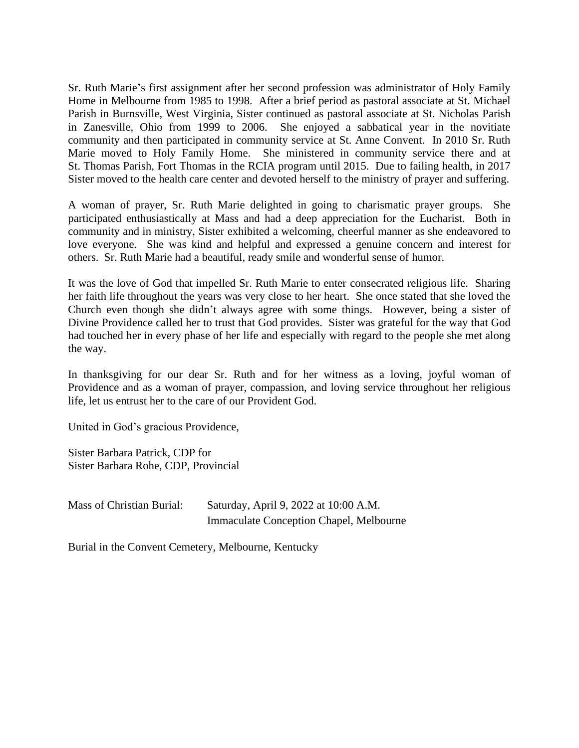Sr. Ruth Marie's first assignment after her second profession was administrator of Holy Family Home in Melbourne from 1985 to 1998. After a brief period as pastoral associate at St. Michael Parish in Burnsville, West Virginia, Sister continued as pastoral associate at St. Nicholas Parish in Zanesville, Ohio from 1999 to 2006. She enjoyed a sabbatical year in the novitiate community and then participated in community service at St. Anne Convent. In 2010 Sr. Ruth Marie moved to Holy Family Home. She ministered in community service there and at St. Thomas Parish, Fort Thomas in the RCIA program until 2015. Due to failing health, in 2017 Sister moved to the health care center and devoted herself to the ministry of prayer and suffering.

A woman of prayer, Sr. Ruth Marie delighted in going to charismatic prayer groups. She participated enthusiastically at Mass and had a deep appreciation for the Eucharist. Both in community and in ministry, Sister exhibited a welcoming, cheerful manner as she endeavored to love everyone. She was kind and helpful and expressed a genuine concern and interest for others. Sr. Ruth Marie had a beautiful, ready smile and wonderful sense of humor.

It was the love of God that impelled Sr. Ruth Marie to enter consecrated religious life. Sharing her faith life throughout the years was very close to her heart. She once stated that she loved the Church even though she didn't always agree with some things. However, being a sister of Divine Providence called her to trust that God provides. Sister was grateful for the way that God had touched her in every phase of her life and especially with regard to the people she met along the way.

In thanksgiving for our dear Sr. Ruth and for her witness as a loving, joyful woman of Providence and as a woman of prayer, compassion, and loving service throughout her religious life, let us entrust her to the care of our Provident God.

United in God's gracious Providence,

Sister Barbara Patrick, CDP for
Sister Barbara Rohe, CDP, Provincial

Mass of Christian Burial: Saturday, April 9, 2022 at 10:00 A.M.
Immaculate Conception Chapel, Melbourne

Burial in the Convent Cemetery, Melbourne, Kentucky